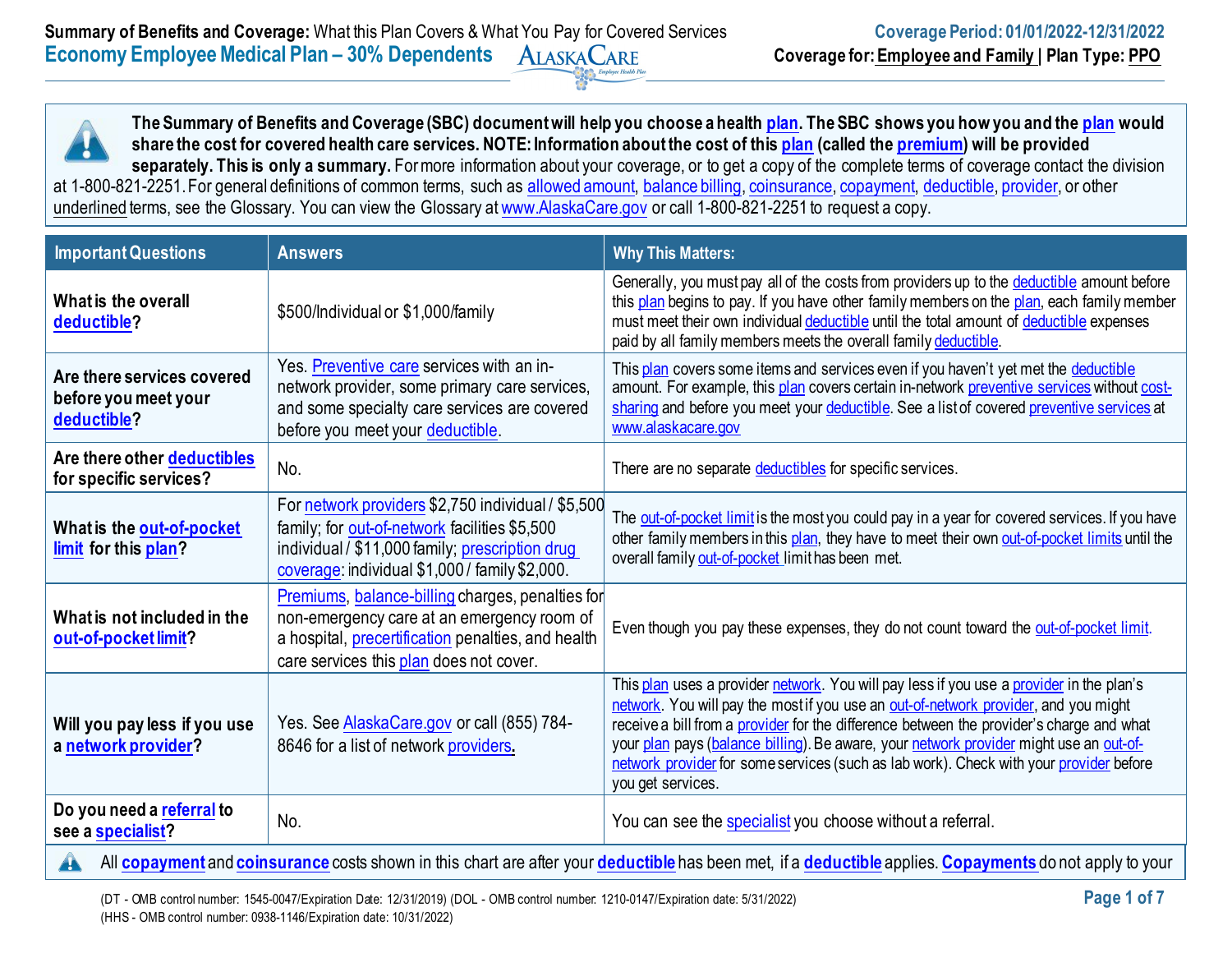**Summary of Benefits and Coverage:** What this Plan Covers & What You Pay for Covered Services

**Economy Employee Medical Plan – 30% Dependents**

**Coverage Period: 01/01/2022-12/31/2022**

**Coverage for: Employee and Family | Plan Type: PPO**

**The Summary of Benefits and Coverage (SBC) document will help you choose a health plan. The SBC shows you how you and the plan would share the cost for covered health care services. NOTE: Information about the cost of this plan (called the premium) will be provided separately. This is only a summary.** For more information about your coverage, or to get a copy of the complete terms of coverage contact the division at 1-800-821-2251. For general definitions of common terms, such as allowed amount, balance billing, coinsurance, copayment, deductible, provider, or other underlined terms, see the Glossary. You can view the Glossary at www.AlaskaCare.gov or call 1-800-821-2251 to request a copy.

| Important Questions | Answers | Why This Matters: |
|---|---|---|
| **What is the overall deductible?** | $500/Individual or $1,000/family | Generally, you must pay all of the costs from providers up to the deductible amount before this plan begins to pay. If you have other family members on the plan, each family member must meet their own individual deductible until the total amount of deductible expenses paid by all family members meets the overall family deductible. |
| **Are there services covered before you meet your deductible?** | Yes. Preventive care services with an in-network provider, some primary care services, and some specialty care services are covered before you meet your deductible. | This plan covers some items and services even if you haven't yet met the deductible amount. For example, this plan covers certain in-network preventive services without cost-sharing and before you meet your deductible. See a list of covered preventive services at www.alaskacare.gov |
| **Are there other deductibles for specific services?** | No. | There are no separate deductibles for specific services. |
| **What is the out-of-pocket limit for this plan?** | For network providers $2,750 individual / $5,500 family; for out-of-network facilities $5,500 individual / $11,000 family; prescription drug coverage: individual $1,000 / family $2,000. | The out-of-pocket limit is the most you could pay in a year for covered services. If you have other family members in this plan, they have to meet their own out-of-pocket limits until the overall family out-of-pocket limit has been met. |
| **What is not included in the out-of-pocket limit?** | Premiums, balance-billing charges, penalties for non-emergency care at an emergency room of a hospital, precertification penalties, and health care services this plan does not cover. | Even though you pay these expenses, they do not count toward the out-of-pocket limit. |
| **Will you pay less if you use a network provider?** | Yes. See AlaskaCare.gov or call (855) 784-8646 for a list of network providers. | This plan uses a provider network. You will pay less if you use a provider in the plan's network. You will pay the most if you use an out-of-network provider, and you might receive a bill from a provider for the difference between the provider's charge and what your plan pays (balance billing). Be aware, your network provider might use an out-of-network provider for some services (such as lab work). Check with your provider before you get services. |
| **Do you need a referral to see a specialist?** | No. | You can see the specialist you choose without a referral. |

All **copayment** and **coinsurance** costs shown in this chart are after your **deductible** has been met, if a **deductible** applies. **Copayments** do not apply to your

(DT - OMB control number: 1545-0047/Expiration Date: 12/31/2019) (DOL - OMB control number: 1210-0147/Expiration date: 5/31/2022)
(HHS - OMB control number: 0938-1146/Expiration date: 10/31/2022)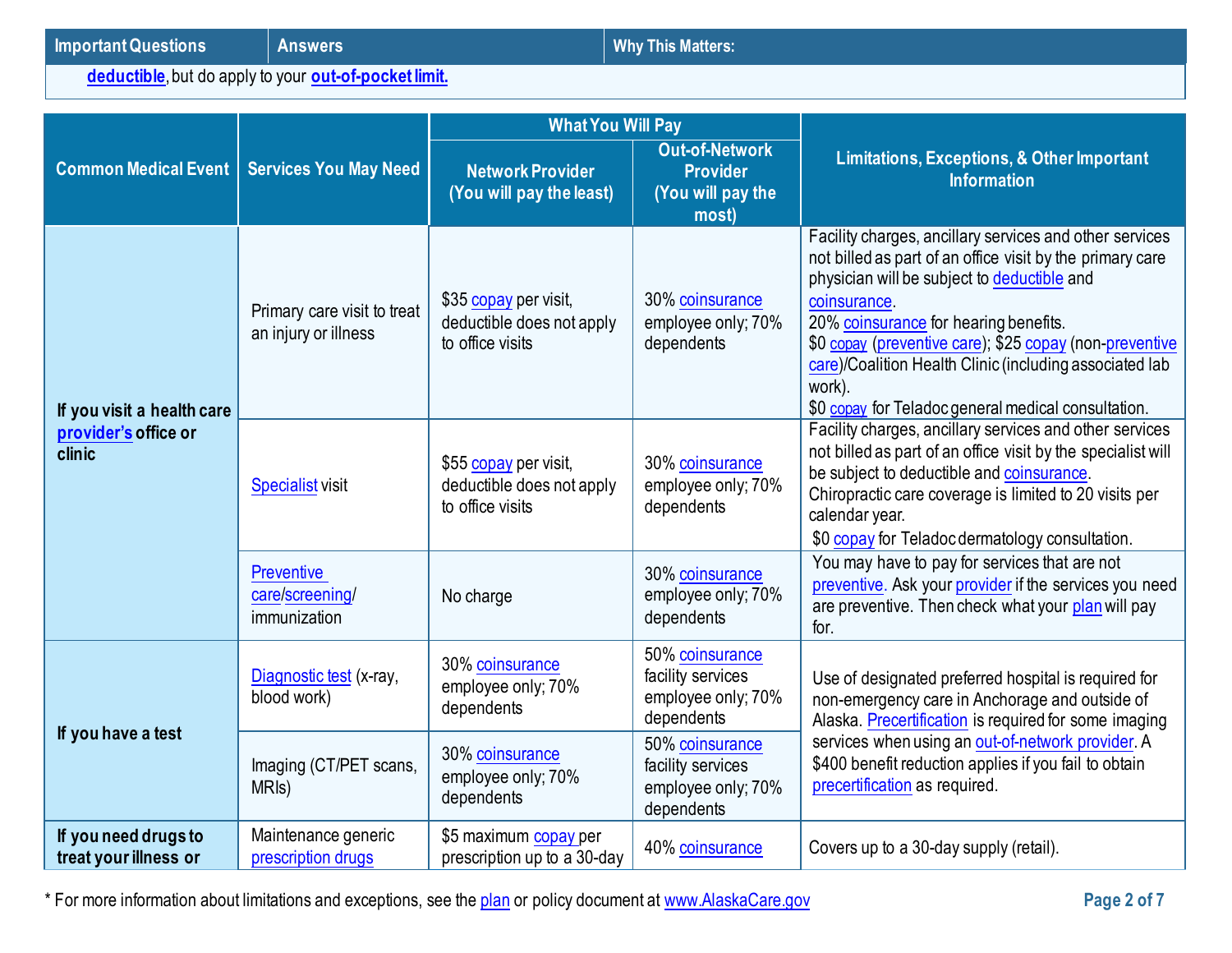| Important Questions | Answers | Why This Matters: |
|---|---|---|
| deductible, but do apply to your out-of-pocket limit. | | |

| Common Medical Event | Services You May Need | What You Will Pay | | Limitations, Exceptions, & Other Important Information |
|---|---|---|---|---|
| | | Network Provider (You will pay the least) | Out-of-Network Provider (You will pay the most) | |
| If you visit a health care provider's office or clinic | Primary care visit to treat an injury or illness | $35 copay per visit, deductible does not apply to office visits | 30% coinsurance employee only; 70% dependents | Facility charges, ancillary services and other services not billed as part of an office visit by the primary care physician will be subject to deductible and coinsurance. 20% coinsurance for hearing benefits. $0 copay (preventive care); $25 copay (non-preventive care)/Coalition Health Clinic (including associated lab work). $0 copay for Teladoc general medical consultation. |
| | Specialist visit | $55 copay per visit, deductible does not apply to office visits | 30% coinsurance employee only; 70% dependents | Facility charges, ancillary services and other services not billed as part of an office visit by the specialist will be subject to deductible and coinsurance. Chiropractic care coverage is limited to 20 visits per calendar year. $0 copay for Teladoc dermatology consultation. |
| | Preventive care/screening/ immunization | No charge | 30% coinsurance employee only; 70% dependents | You may have to pay for services that are not preventive. Ask your provider if the services you need are preventive. Then check what your plan will pay for. |
| If you have a test | Diagnostic test (x-ray, blood work) | 30% coinsurance employee only; 70% dependents | 50% coinsurance facility services employee only; 70% dependents | Use of designated preferred hospital is required for non-emergency care in Anchorage and outside of Alaska. Precertification is required for some imaging services when using an out-of-network provider. A $400 benefit reduction applies if you fail to obtain precertification as required. |
| | Imaging (CT/PET scans, MRIs) | 30% coinsurance employee only; 70% dependents | 50% coinsurance facility services employee only; 70% dependents | |
| If you need drugs to treat your illness or | Maintenance generic prescription drugs | $5 maximum copay per prescription up to a 30-day | 40% coinsurance | Covers up to a 30-day supply (retail). |

* For more information about limitations and exceptions, see the plan or policy document at www.AlaskaCare.gov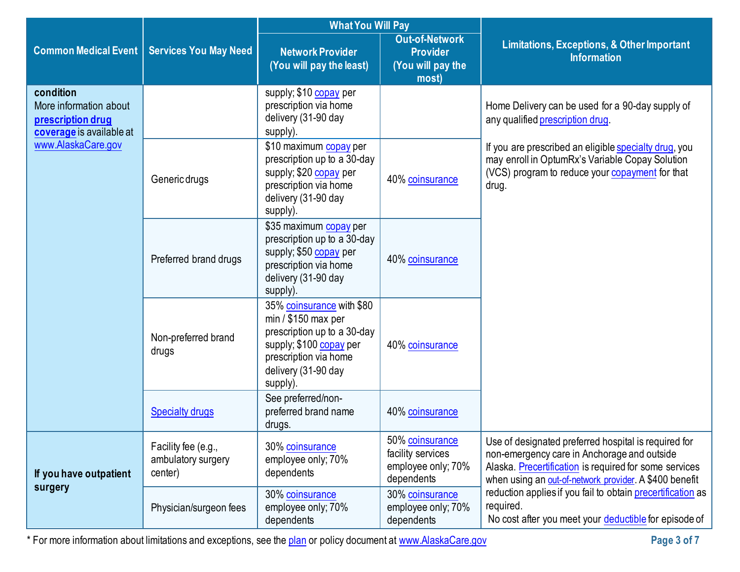| Common Medical Event | Services You May Need | What You Will Pay | | Limitations, Exceptions, & Other Important Information |
|---|---|---|---|---|
| | | Network Provider (You will pay the least) | Out-of-Network Provider (You will pay the most) | |
| **condition** More information about **prescription drug coverage** is available at www.AlaskaCare.gov | | supply; $10 copay per prescription via home delivery (31-90 day supply). | | Home Delivery can be used for a 90-day supply of any qualified prescription drug. If you are prescribed an eligible specialty drug, you may enroll in OptumRx's Variable Copay Solution (VCS) program to reduce your copayment for that drug. |
| | Generic drugs | $10 maximum copay per prescription up to a 30-day supply; $20 copay per prescription via home delivery (31-90 day supply). | 40% coinsurance | |
| | Preferred brand drugs | $35 maximum copay per prescription up to a 30-day supply; $50 copay per prescription via home delivery (31-90 day supply). | 40% coinsurance | |
| | Non-preferred brand drugs | 35% coinsurance with $80 min / $150 max per prescription up to a 30-day supply; $100 copay per prescription via home delivery (31-90 day supply). | 40% coinsurance | |
| | Specialty drugs | See preferred/non-preferred brand name drugs. | 40% coinsurance | |
| **If you have outpatient surgery** | Facility fee (e.g., ambulatory surgery center) | 30% coinsurance employee only; 70% dependents | 50% coinsurance facility services employee only; 70% dependents | Use of designated preferred hospital is required for non-emergency care in Anchorage and outside Alaska. Precertification is required for some services when using an out-of-network provider. A $400 benefit reduction applies if you fail to obtain precertification as required. No cost after you meet your deductible for episode of |
| | Physician/surgeon fees | 30% coinsurance employee only; 70% dependents | 30% coinsurance employee only; 70% dependents | |

\* For more information about limitations and exceptions, see the plan or policy document at www.AlaskaCare.gov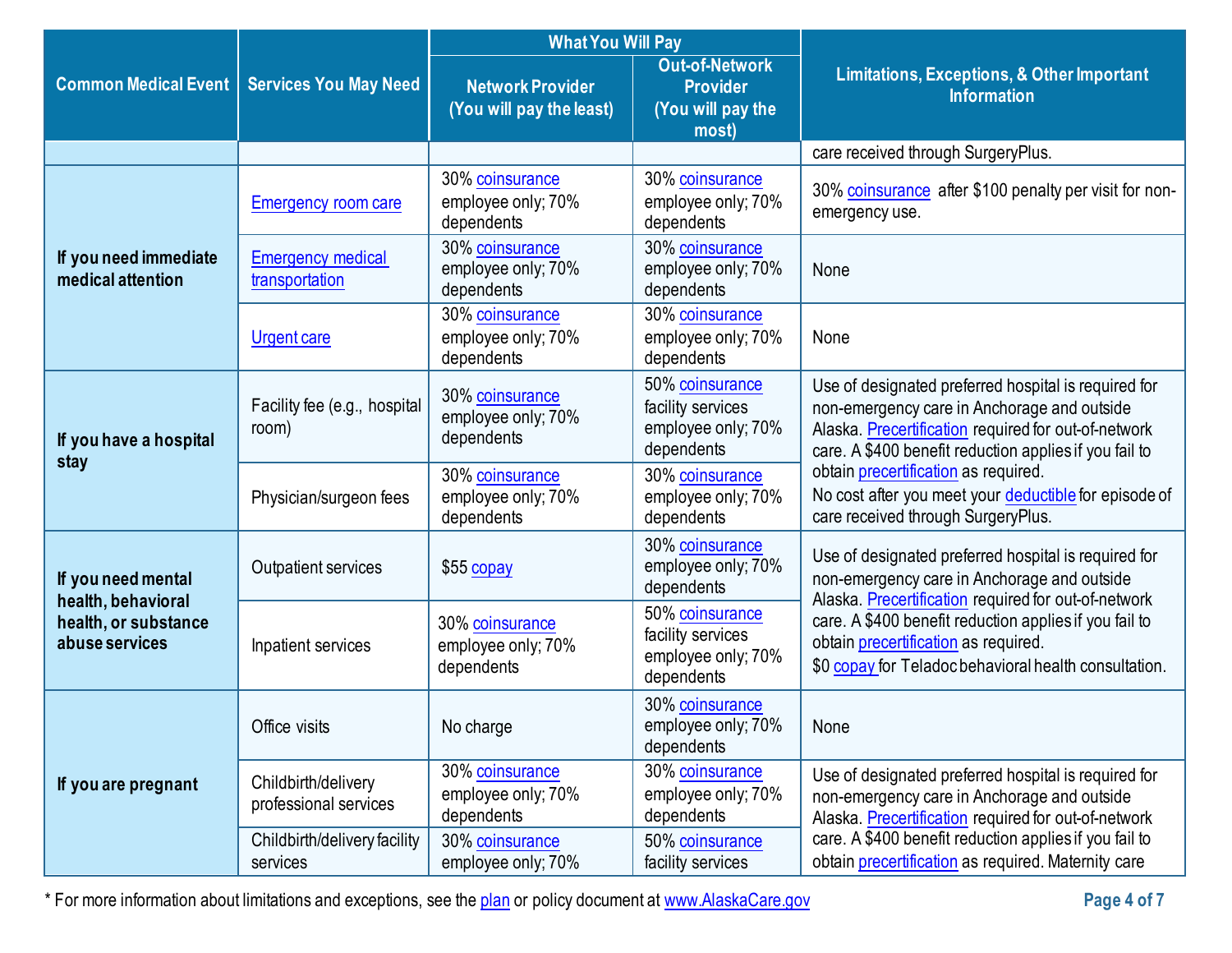| Common Medical Event | Services You May Need | What You Will Pay | | Limitations, Exceptions, & Other Important Information |
|---|---|---|---|---|
| | | Network Provider (You will pay the least) | Out-of-Network Provider (You will pay the most) | |
| | | | | care received through SurgeryPlus. |
| If you need immediate medical attention | Emergency room care | 30% coinsurance employee only; 70% dependents | 30% coinsurance employee only; 70% dependents | 30% coinsurance after $100 penalty per visit for non-emergency use. |
| | Emergency medical transportation | 30% coinsurance employee only; 70% dependents | 30% coinsurance employee only; 70% dependents | None |
| | Urgent care | 30% coinsurance employee only; 70% dependents | 30% coinsurance employee only; 70% dependents | None |
| If you have a hospital stay | Facility fee (e.g., hospital room) | 30% coinsurance employee only; 70% dependents | 50% coinsurance facility services employee only; 70% dependents | Use of designated preferred hospital is required for non-emergency care in Anchorage and outside Alaska. Precertification required for out-of-network care. A $400 benefit reduction applies if you fail to obtain precertification as required. No cost after you meet your deductible for episode of care received through SurgeryPlus. |
| | Physician/surgeon fees | 30% coinsurance employee only; 70% dependents | 30% coinsurance employee only; 70% dependents | |
| If you need mental health, behavioral health, or substance abuse services | Outpatient services | $55 copay | 30% coinsurance employee only; 70% dependents | Use of designated preferred hospital is required for non-emergency care in Anchorage and outside Alaska. Precertification required for out-of-network care. A $400 benefit reduction applies if you fail to obtain precertification as required. $0 copay for Teladoc behavioral health consultation. |
| | Inpatient services | 30% coinsurance employee only; 70% dependents | 50% coinsurance facility services employee only; 70% dependents | |
| If you are pregnant | Office visits | No charge | 30% coinsurance employee only; 70% dependents | None |
| | Childbirth/delivery professional services | 30% coinsurance employee only; 70% dependents | 30% coinsurance employee only; 70% dependents | Use of designated preferred hospital is required for non-emergency care in Anchorage and outside Alaska. Precertification required for out-of-network care. A $400 benefit reduction applies if you fail to obtain precertification as required. Maternity care |
| | Childbirth/delivery facility services | 30% coinsurance employee only; 70% | 50% coinsurance facility services | |

* For more information about limitations and exceptions, see the plan or policy document at www.AlaskaCare.gov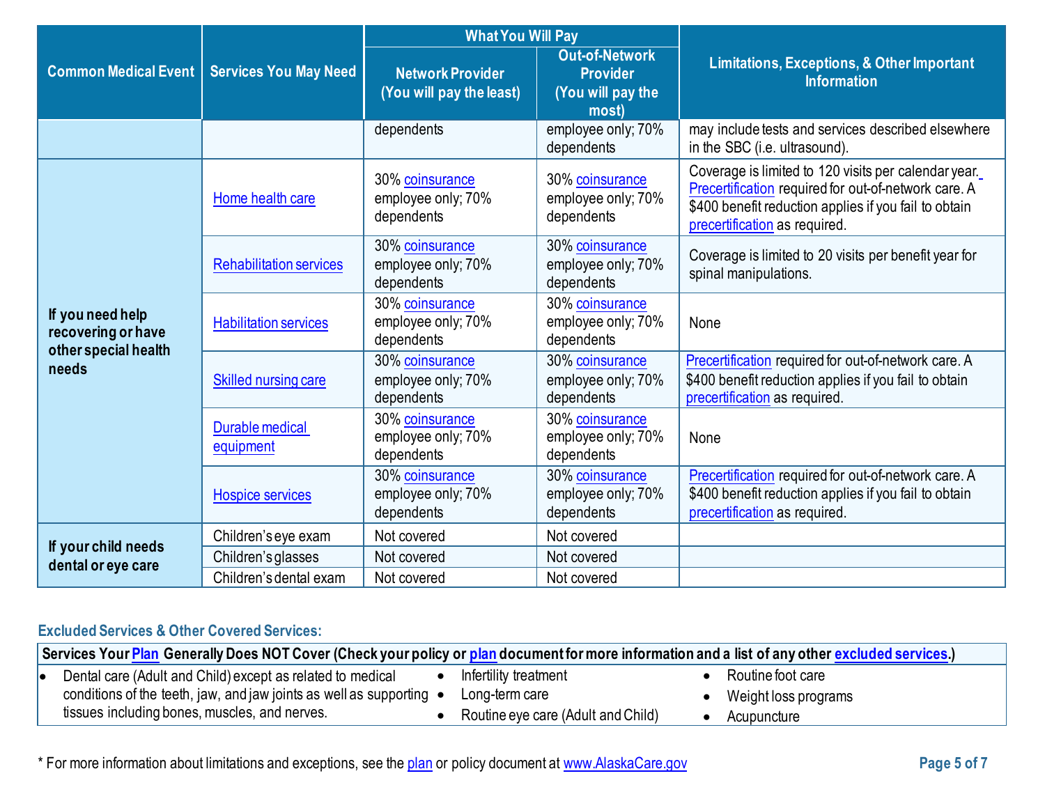| Common Medical Event | Services You May Need | What You Will Pay | | Limitations, Exceptions, & Other Important Information |
|---|---|---|---|---|
| | | Network Provider (You will pay the least) | Out-of-Network Provider (You will pay the most) | |
| | | dependents | employee only; 70% dependents | may include tests and services described elsewhere in the SBC (i.e. ultrasound). |
| If you need help recovering or have other special health needs | Home health care | 30% coinsurance employee only; 70% dependents | 30% coinsurance employee only; 70% dependents | Coverage is limited to 120 visits per calendar year. Precertification required for out-of-network care. A $400 benefit reduction applies if you fail to obtain precertification as required. |
| | Rehabilitation services | 30% coinsurance employee only; 70% dependents | 30% coinsurance employee only; 70% dependents | Coverage is limited to 20 visits per benefit year for spinal manipulations. |
| | Habilitation services | 30% coinsurance employee only; 70% dependents | 30% coinsurance employee only; 70% dependents | None |
| | Skilled nursing care | 30% coinsurance employee only; 70% dependents | 30% coinsurance employee only; 70% dependents | Precertification required for out-of-network care. A $400 benefit reduction applies if you fail to obtain precertification as required. |
| | Durable medical equipment | 30% coinsurance employee only; 70% dependents | 30% coinsurance employee only; 70% dependents | None |
| | Hospice services | 30% coinsurance employee only; 70% dependents | 30% coinsurance employee only; 70% dependents | Precertification required for out-of-network care. A $400 benefit reduction applies if you fail to obtain precertification as required. |
| If your child needs dental or eye care | Children's eye exam | Not covered | Not covered | |
| | Children's glasses | Not covered | Not covered | |
| | Children's dental exam | Not covered | Not covered | |

**Excluded Services & Other Covered Services:**

**Services Your Plan Generally Does NOT Cover (Check your policy or plan document for more information and a list of any other excluded services.)**

- Dental care (Adult and Child) except as related to medical conditions of the teeth, jaw, and jaw joints as well as supporting tissues including bones, muscles, and nerves.
- Infertility treatment
- Long-term care
- Routine eye care (Adult and Child)
- Routine foot care
- Weight loss programs
- Acupuncture

* For more information about limitations and exceptions, see the plan or policy document at www.AlaskaCare.gov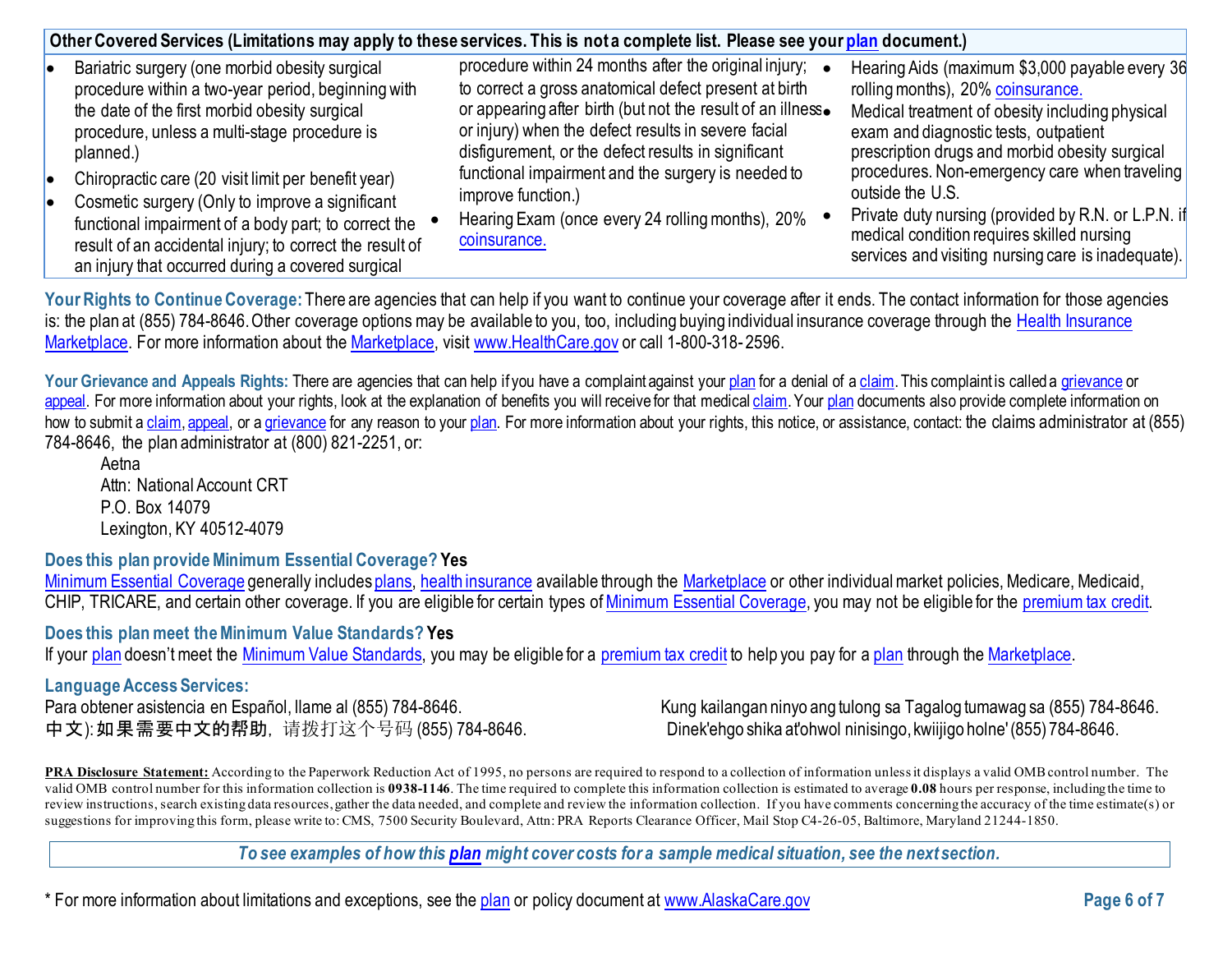**Other Covered Services (Limitations may apply to these services. This is not a complete list. Please see your plan document.)**

- Bariatric surgery (one morbid obesity surgical procedure within a two-year period, beginning with the date of the first morbid obesity surgical procedure, unless a multi-stage procedure is planned.)
- Chiropractic care (20 visit limit per benefit year)
- Cosmetic surgery (Only to improve a significant functional impairment of a body part; to correct the result of an accidental injury; to correct the result of an injury that occurred during a covered surgical procedure within 24 months after the original injury; to correct a gross anatomical defect present at birth or appearing after birth (but not the result of an illness or injury) when the defect results in severe facial disfigurement, or the defect results in significant functional impairment and the surgery is needed to improve function.)
- Hearing Exam (once every 24 rolling months), 20% coinsurance.
- Hearing Aids (maximum $3,000 payable every 36 rolling months), 20% coinsurance.
- Medical treatment of obesity including physical exam and diagnostic tests, outpatient prescription drugs and morbid obesity surgical procedures. Non-emergency care when traveling outside the U.S.
- Private duty nursing (provided by R.N. or L.P.N. if medical condition requires skilled nursing services and visiting nursing care is inadequate).

**Your Rights to Continue Coverage:** There are agencies that can help if you want to continue your coverage after it ends. The contact information for those agencies is: the plan at (855) 784-8646. Other coverage options may be available to you, too, including buying individual insurance coverage through the Health Insurance Marketplace. For more information about the Marketplace, visit www.HealthCare.gov or call 1-800-318-2596.

**Your Grievance and Appeals Rights:** There are agencies that can help if you have a complaint against your plan for a denial of a claim. This complaint is called a grievance or appeal. For more information about your rights, look at the explanation of benefits you will receive for that medical claim. Your plan documents also provide complete information on how to submit a claim, appeal, or a grievance for any reason to your plan. For more information about your rights, this notice, or assistance, contact: the claims administrator at (855) 784-8646, the plan administrator at (800) 821-2251, or:

Aetna
Attn: National Account CRT
P.O. Box 14079
Lexington, KY 40512-4079

**Does this plan provide Minimum Essential Coverage? Yes**

Minimum Essential Coverage generally includes plans, health insurance available through the Marketplace or other individual market policies, Medicare, Medicaid, CHIP, TRICARE, and certain other coverage. If you are eligible for certain types of Minimum Essential Coverage, you may not be eligible for the premium tax credit.

**Does this plan meet the Minimum Value Standards? Yes**

If your plan doesn't meet the Minimum Value Standards, you may be eligible for a premium tax credit to help you pay for a plan through the Marketplace.

**Language Access Services:**

Para obtener asistencia en Español, llame al (855) 784-8646.
Kung kailangan ninyo ang tulong sa Tagalog tumawag sa (855) 784-8646.
中文): 如果需要中文的帮助，请拨打这个号码 (855) 784-8646.
Dinek'ehgo shika at'ohwol ninisingo, kwiijigo holne' (855) 784-8646.

**PRA Disclosure Statement:** According to the Paperwork Reduction Act of 1995, no persons are required to respond to a collection of information unless it displays a valid OMB control number. The valid OMB control number for this information collection is **0938-1146**. The time required to complete this information collection is estimated to average **0.08** hours per response, including the time to review instructions, search existing data resources, gather the data needed, and complete and review the information collection. If you have comments concerning the accuracy of the time estimate(s) or suggestions for improving this form, please write to: CMS, 7500 Security Boulevard, Attn: PRA Reports Clearance Officer, Mail Stop C4-26-05, Baltimore, Maryland 21244-1850.

*To see examples of how this **plan** might cover costs for a sample medical situation, see the next section.*

* For more information about limitations and exceptions, see the plan or policy document at www.AlaskaCare.gov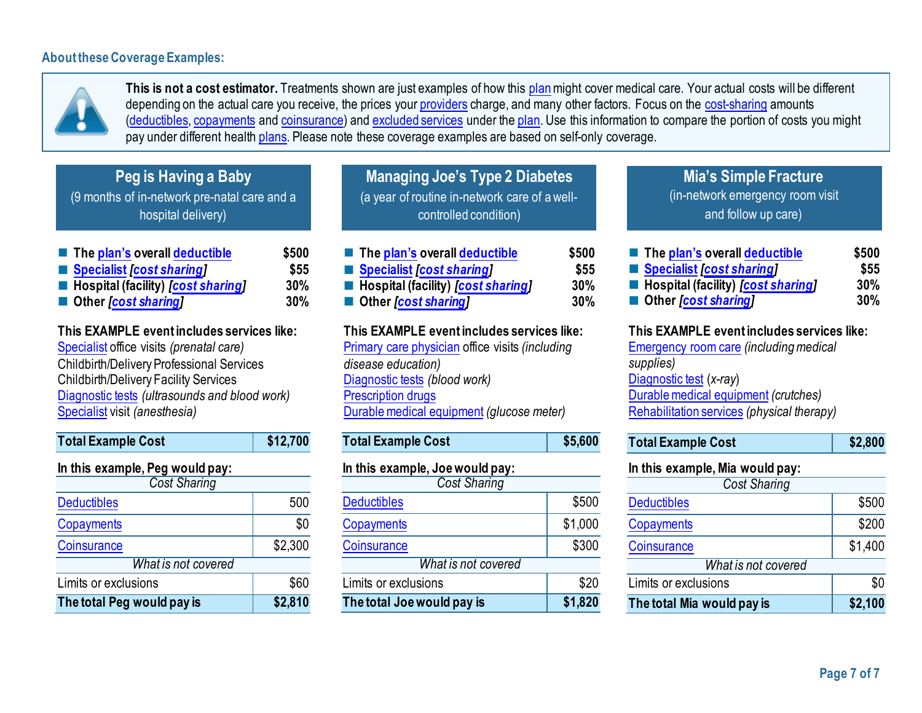### About these Coverage Examples:

**This is not a cost estimator.** Treatments shown are just examples of how this plan might cover medical care. Your actual costs will be different depending on the actual care you receive, the prices your providers charge, and many other factors. Focus on the cost-sharing amounts (deductibles, copayments and coinsurance) and excluded services under the plan. Use this information to compare the portion of costs you might pay under different health plans. Please note these coverage examples are based on self-only coverage.

## Peg is Having a Baby

(9 months of in-network pre-natal care and a hospital delivery)

- **The plan's overall deductible** **$500**
- **Specialist [cost sharing]** **$55**
- **Hospital (facility) [cost sharing]** **30%**
- **Other [cost sharing]** **30%**

**This EXAMPLE event includes services like:**
Specialist office visits *(prenatal care)*
Childbirth/Delivery Professional Services
Childbirth/Delivery Facility Services
Diagnostic tests *(ultrasounds and blood work)*
Specialist visit *(anesthesia)*

| **Total Example Cost** | **$12,700** |
|---|---|

**In this example, Peg would pay:**

| *Cost Sharing* | |
|---|---|
| Deductibles | 500 |
| Copayments | $0 |
| Coinsurance | $2,300 |
| *What is not covered* | |
| Limits or exclusions | $60 |
| **The total Peg would pay is** | **$2,810** |

## Managing Joe's Type 2 Diabetes

(a year of routine in-network care of a well-controlled condition)

- **The plan's overall deductible** **$500**
- **Specialist [cost sharing]** **$55**
- **Hospital (facility) [cost sharing]** **30%**
- **Other [cost sharing]** **30%**

**This EXAMPLE event includes services like:**
Primary care physician office visits *(including disease education)*
Diagnostic tests *(blood work)*
Prescription drugs
Durable medical equipment *(glucose meter)*

| **Total Example Cost** | **$5,600** |
|---|---|

**In this example, Joe would pay:**

| *Cost Sharing* | |
|---|---|
| Deductibles | $500 |
| Copayments | $1,000 |
| Coinsurance | $300 |
| *What is not covered* | |
| Limits or exclusions | $20 |
| **The total Joe would pay is** | **$1,820** |

## Mia's Simple Fracture

(in-network emergency room visit and follow up care)

- **The plan's overall deductible** **$500**
- **Specialist [cost sharing]** **$55**
- **Hospital (facility) [cost sharing]** **30%**
- **Other [cost sharing]** **30%**

**This EXAMPLE event includes services like:**
Emergency room care *(including medical supplies)*
Diagnostic test *(x-ray)*
Durable medical equipment *(crutches)*
Rehabilitation services *(physical therapy)*

| **Total Example Cost** | **$2,800** |
|---|---|

**In this example, Mia would pay:**

| *Cost Sharing* | |
|---|---|
| Deductibles | $500 |
| Copayments | $200 |
| Coinsurance | $1,400 |
| *What is not covered* | |
| Limits or exclusions | $0 |
| **The total Mia would pay is** | **$2,100** |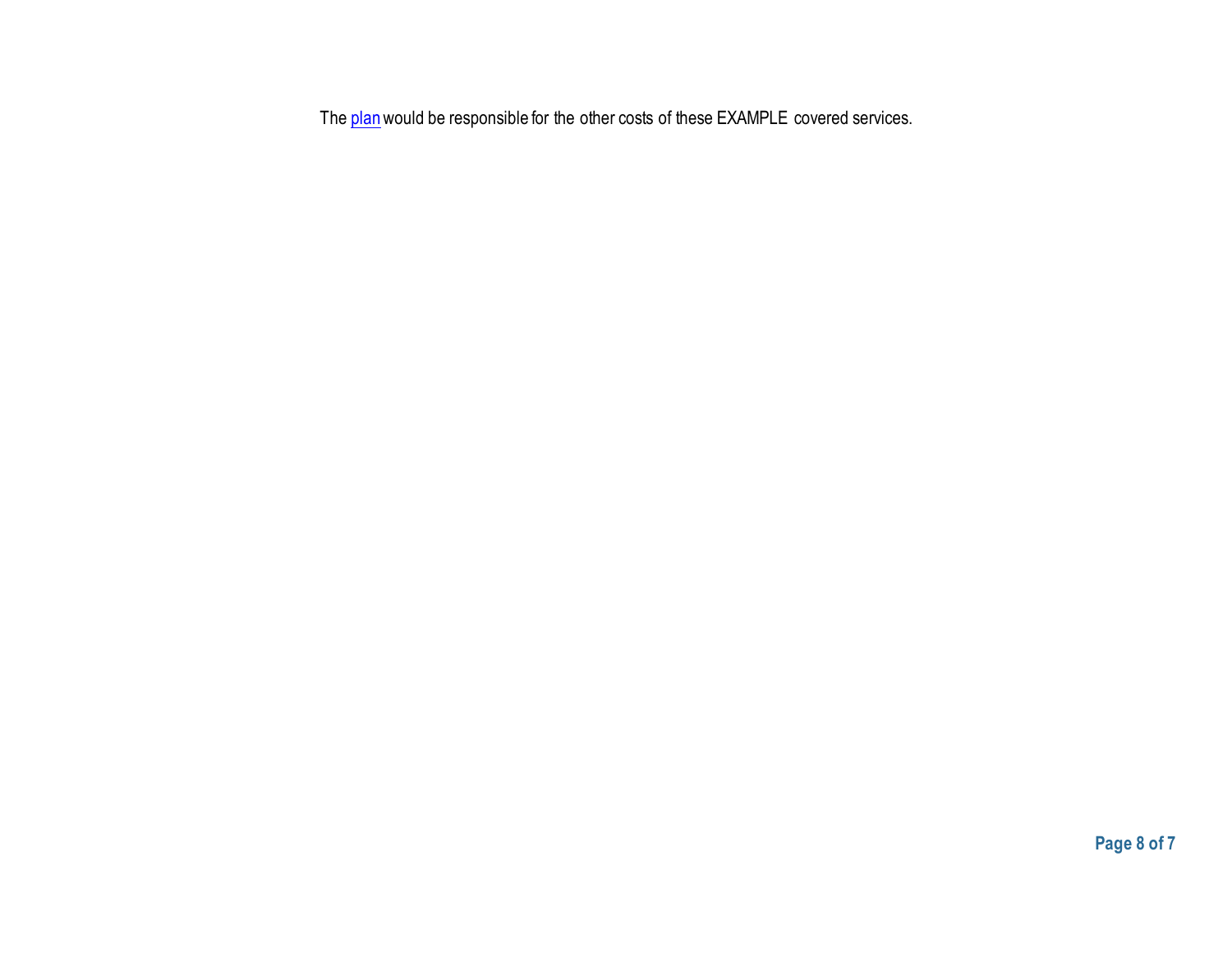The plan would be responsible for the other costs of these EXAMPLE covered services.